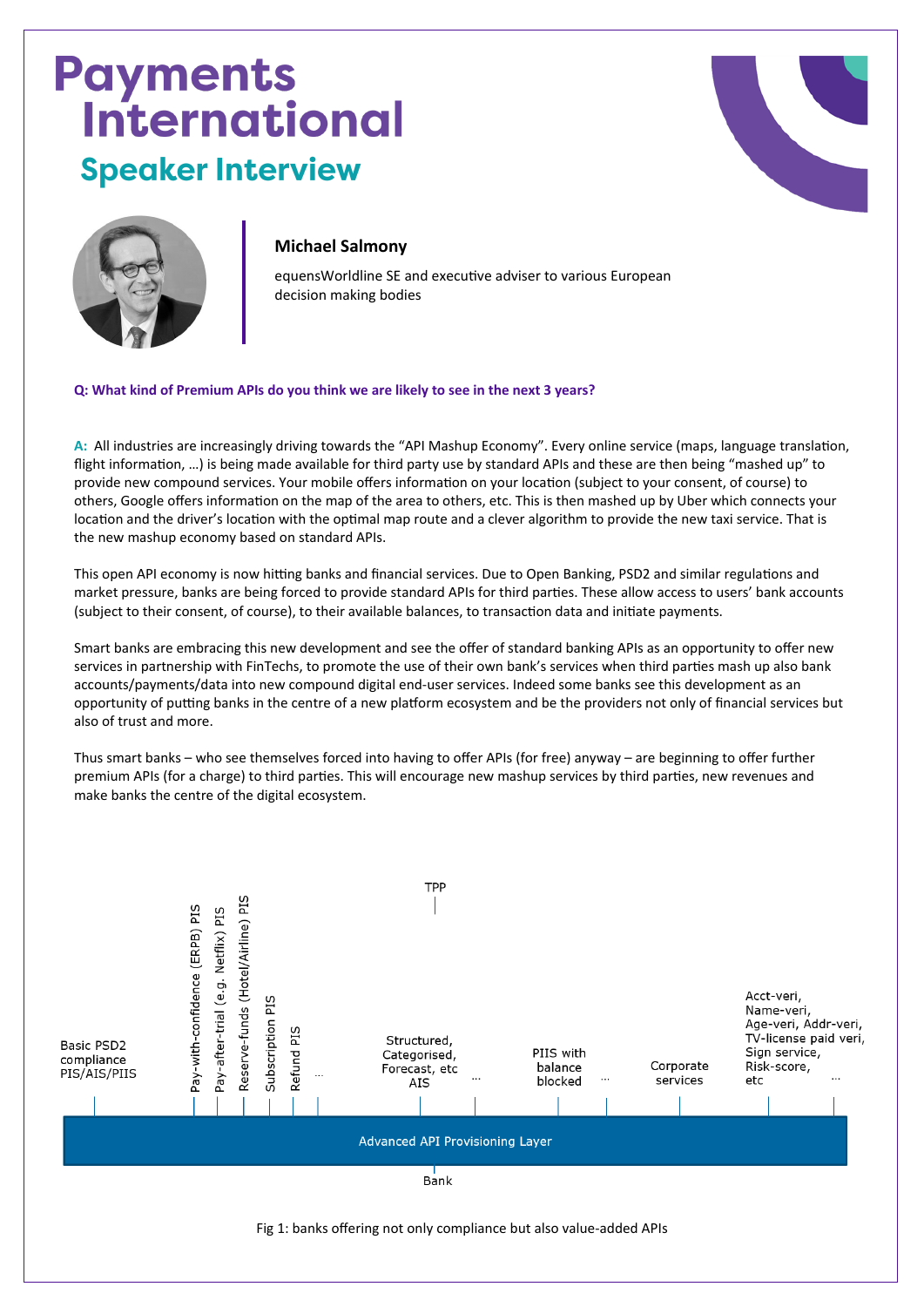# Payments International

## Speaker Interview

**Michael Salmony**

equensWorldline SE and executive adviser to various European decision making bodies

**Q: What kind of Premium APIs do you think we are likely to see in the next 3 years?**

**A:** All industries are increasingly driving towards the "API Mashup Economy". Every online service (maps, language translation, flight information, …) is being made available for third party use by standard APIs and these are then being "mashed up" to provide new compound services. Your mobile offers information on your location (subject to your consent, of course) to others, Google offers information on the map of the area to others, etc. This is then mashed up by Uber which connects your location and the driver's location with the optimal map route and a clever algorithm to provide the new taxi service. That is the new mashup economy based on standard APIs.

This open API economy is now hitting banks and financial services. Due to Open Banking, PSD2 and similar regulations and market pressure, banks are being forced to provide standard APIs for third parties. These allow access to users' bank accounts (subject to their consent, of course), to their available balances, to transaction data and initiate payments.

Smart banks are embracing this new development and see the offer of standard banking APIs as an opportunity to offer new services in partnership with FinTechs, to promote the use of their own bank's services when third parties mash up also bank accounts/payments/data into new compound digital end-user services. Indeed some banks see this development as an opportunity of putting banks in the centre of a new platform ecosystem and be the providers not only of financial services but also of trust and more.

Thus smart banks – who see themselves forced into having to offer APIs (for free) anyway – are beginning to offer further premium APIs (for a charge) to third parties. This will encourage new mashup services by third parties, new revenues and make banks the centre of the digital ecosystem.

TPP

Basic PSD2 compliance PIS/AIS/PIIS | Pay-with-confidence (ERPB) PIS | Pay-after-trial (e.g. Netflix) PIS | Reserve-funds (Hotel/Airline) PIS | Subscription PIS | Refund PIS | … | Structured, Categorised, Forecast, etc AIS | … | PIIS with balance blocked | … | Corporate services | Acct-veri, Name-veri, Age-veri, Addr-veri, TV-license paid veri, Sign service, Risk-score, etc | …

Advanced API Provisioning Layer

Bank

Fig 1: banks offering not only compliance but also value-added APIs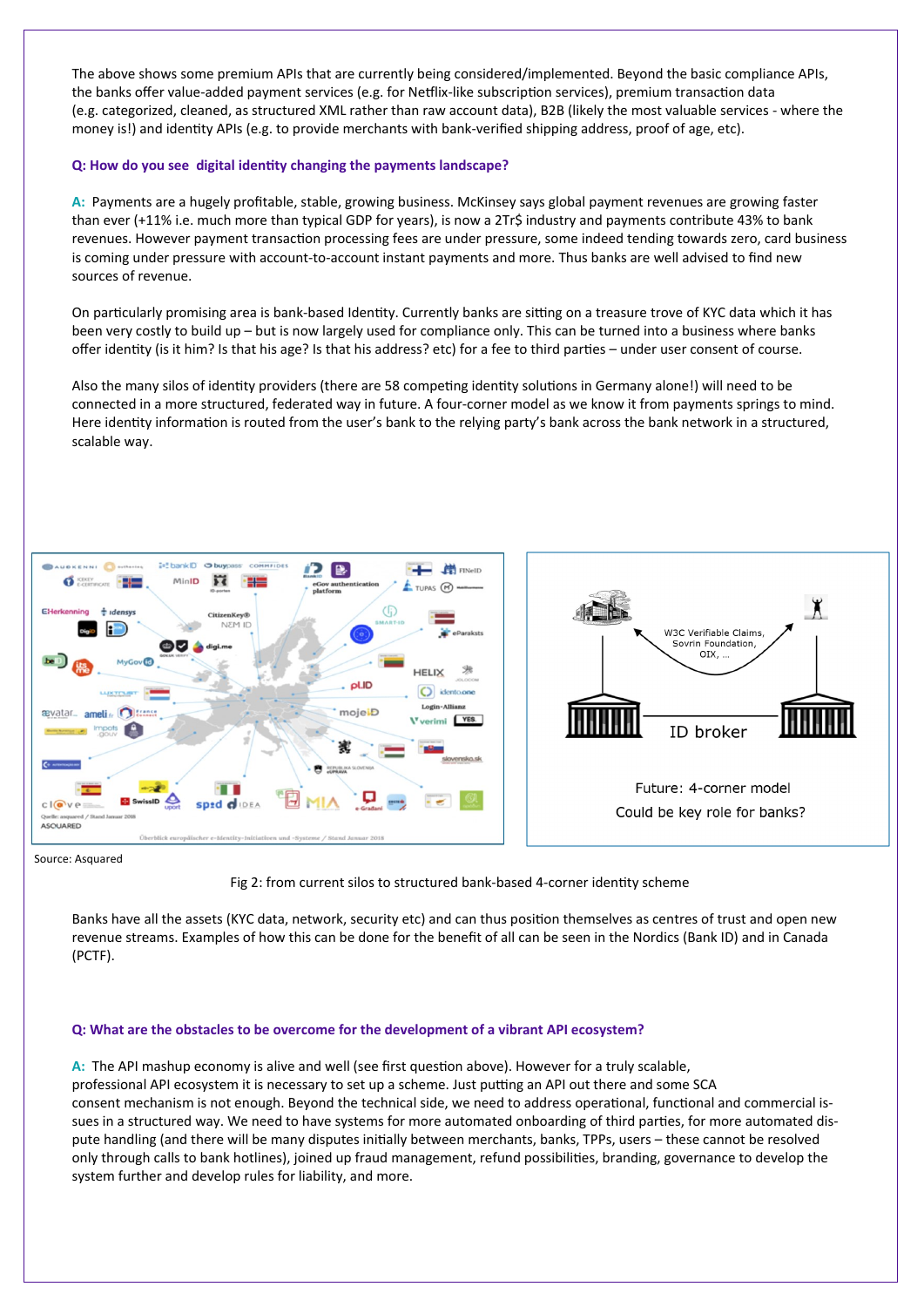The above shows some premium APIs that are currently being considered/implemented. Beyond the basic compliance APIs, the banks offer value-added payment services (e.g. for Netflix-like subscription services), premium transaction data (e.g. categorized, cleaned, as structured XML rather than raw account data), B2B (likely the most valuable services - where the money is!) and identity APIs (e.g. to provide merchants with bank-verified shipping address, proof of age, etc).

**Q: How do you see digital identity changing the payments landscape?**

**A:** Payments are a hugely profitable, stable, growing business. McKinsey says global payment revenues are growing faster than ever (+11% i.e. much more than typical GDP for years), is now a 2Tr$ industry and payments contribute 43% to bank revenues. However payment transaction processing fees are under pressure, some indeed tending towards zero, card business is coming under pressure with account-to-account instant payments and more. Thus banks are well advised to find new sources of revenue.

On particularly promising area is bank-based Identity. Currently banks are sitting on a treasure trove of KYC data which it has been very costly to build up – but is now largely used for compliance only. This can be turned into a business where banks offer identity (is it him? Is that his age? Is that his address? etc) for a fee to third parties – under user consent of course.

Also the many silos of identity providers (there are 58 competing identity solutions in Germany alone!) will need to be connected in a more structured, federated way in future. A four-corner model as we know it from payments springs to mind. Here identity information is routed from the user's bank to the relying party's bank across the bank network in a structured, scalable way.

Source: Asquared

Fig 2: from current silos to structured bank-based 4-corner identity scheme

Banks have all the assets (KYC data, network, security etc) and can thus position themselves as centres of trust and open new revenue streams. Examples of how this can be done for the benefit of all can be seen in the Nordics (Bank ID) and in Canada (PCTF).

**Q: What are the obstacles to be overcome for the development of a vibrant API ecosystem?**

**A:** The API mashup economy is alive and well (see first question above). However for a truly scalable, professional API ecosystem it is necessary to set up a scheme. Just putting an API out there and some SCA consent mechanism is not enough. Beyond the technical side, we need to address operational, functional and commercial issues in a structured way. We need to have systems for more automated onboarding of third parties, for more automated dispute handling (and there will be many disputes initially between merchants, banks, TPPs, users – these cannot be resolved only through calls to bank hotlines), joined up fraud management, refund possibilities, branding, governance to develop the system further and develop rules for liability, and more.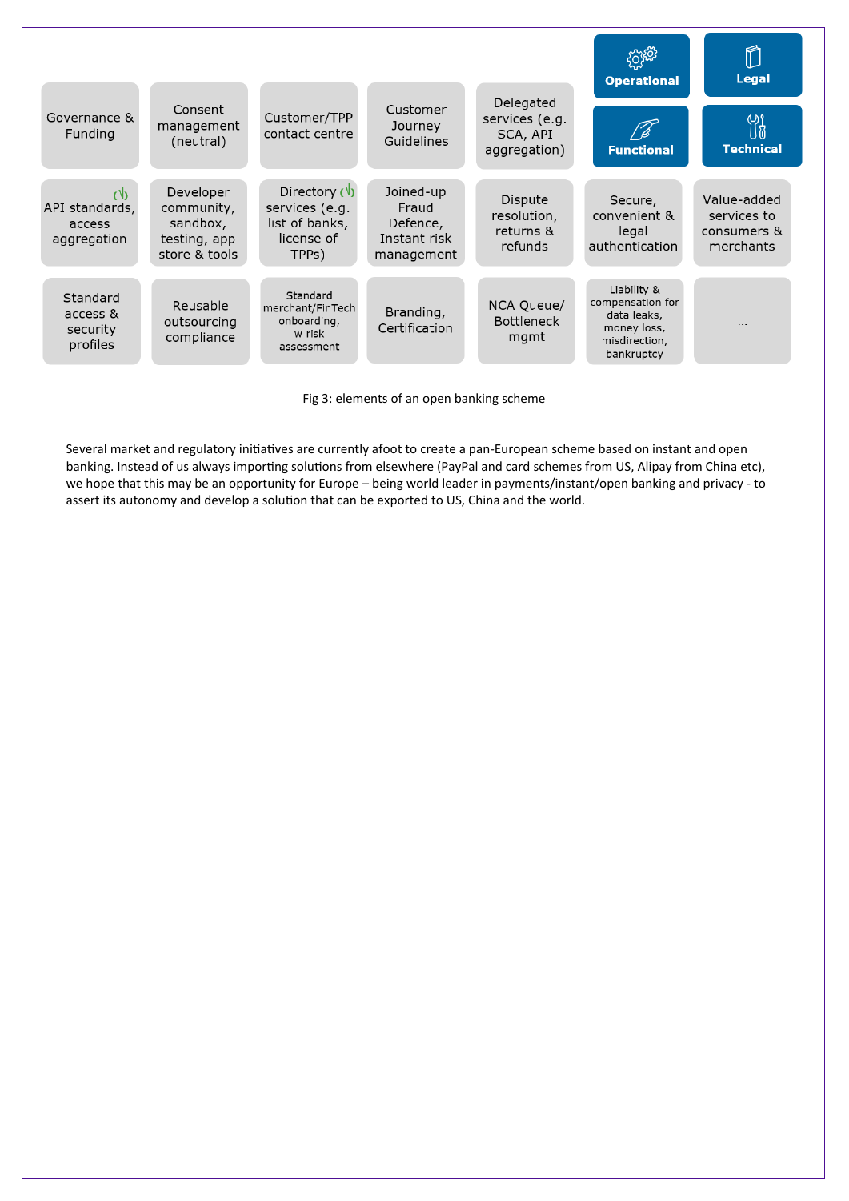| | | | | | | |
|---|---|---|---|---|---|---|
| | | | | | Operational | Legal |
| Governance & Funding | Consent management (neutral) | Customer/TPP contact centre | Customer Journey Guidelines | Delegated services (e.g. SCA, API aggregation) | Functional | Technical |
| API standards, access aggregation | Developer community, sandbox, testing, app store & tools | Directory services (e.g. list of banks, license of TPPs) | Joined-up Fraud Defence, Instant risk management | Dispute resolution, returns & refunds | Secure, convenient & legal authentication | Value-added services to consumers & merchants |
| Standard access & security profiles | Reusable outsourcing compliance | Standard merchant/FinTech onboarding, w risk assessment | Branding, Certification | NCA Queue/ Bottleneck mgmt | Liability & compensation for data leaks, money loss, misdirection, bankruptcy | ... |

Fig 3: elements of an open banking scheme

Several market and regulatory initiatives are currently afoot to create a pan-European scheme based on instant and open banking. Instead of us always importing solutions from elsewhere (PayPal and card schemes from US, Alipay from China etc), we hope that this may be an opportunity for Europe – being world leader in payments/instant/open banking and privacy - to assert its autonomy and develop a solution that can be exported to US, China and the world.